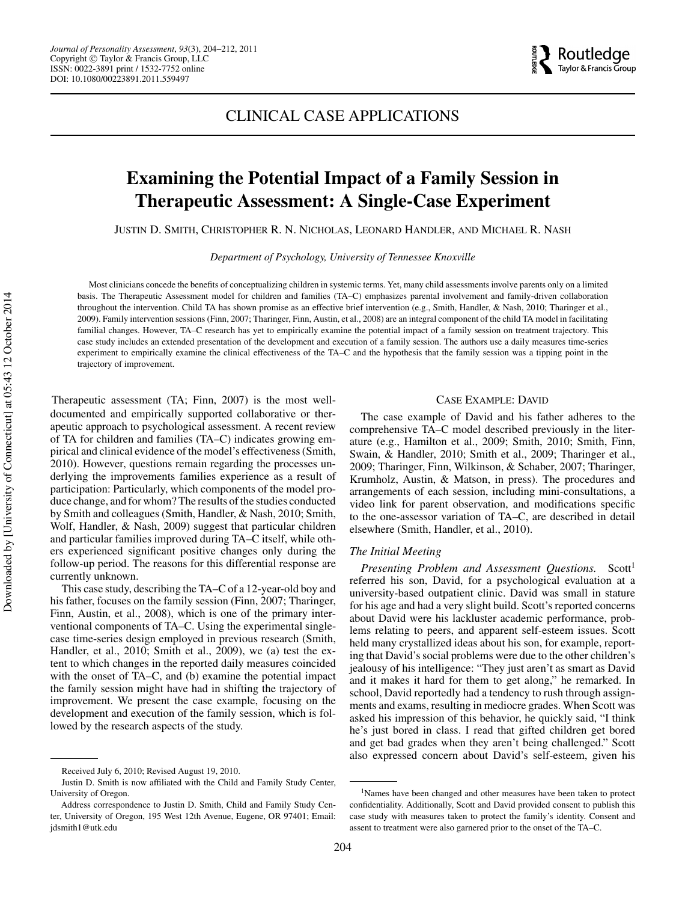# CLINICAL CASE APPLICATIONS

# Examining the Potential Impact of a Family Session in Therapeutic Assessment: A Single-Case Experiment

JUSTIN D. SMITH, CHRISTOPHER R. N. NICHOLAS, LEONARD HANDLER, AND MICHAEL R. NASH

*Department of Psychology, University of Tennessee Knoxville*

Most clinicians concede the benefits of conceptualizing children in systemic terms. Yet, many child assessments involve parents only on a limited basis. The Therapeutic Assessment model for children and families (TA–C) emphasizes parental involvement and family-driven collaboration throughout the intervention. Child TA has shown promise as an effective brief intervention (e.g., Smith, Handler, & Nash, 2010; Tharinger et al., 2009). Family intervention sessions (Finn, 2007; Tharinger, Finn, Austin, et al., 2008) are an integral component of the child TA model in facilitating familial changes. However, TA–C research has yet to empirically examine the potential impact of a family session on treatment trajectory. This case study includes an extended presentation of the development and execution of a family session. The authors use a daily measures time-series experiment to empirically examine the clinical effectiveness of the TA–C and the hypothesis that the family session was a tipping point in the trajectory of improvement.

Therapeutic assessment (TA; Finn, 2007) is the most well-documented and empirically supported collaborative or therapeutic approach to psychological assessment. A recent review of TA for children and families (TA–C) indicates growing empirical and clinical evidence of the model's effectiveness (Smith, 2010). However, questions remain regarding the processes underlying the improvements families experience as a result of participation: Particularly, which components of the model produce change, and for whom? The results of the studies conducted by Smith and colleagues (Smith, Handler, & Nash, 2010; Smith, Wolf, Handler, & Nash, 2009) suggest that particular children and particular families improved during TA–C itself, while others experienced significant positive changes only during the follow-up period. The reasons for this differential response are currently unknown.

This case study, describing the TA–C of a 12-year-old boy and his father, focuses on the family session (Finn, 2007; Tharinger, Finn, Austin, et al., 2008), which is one of the primary interventional components of TA–C. Using the experimental single-case time-series design employed in previous research (Smith, Handler, et al., 2010; Smith et al., 2009), we (a) test the extent to which changes in the reported daily measures coincided with the onset of TA–C, and (b) examine the potential impact the family session might have had in shifting the trajectory of improvement. We present the case example, focusing on the development and execution of the family session, which is followed by the research aspects of the study.

## CASE EXAMPLE: DAVID

The case example of David and his father adheres to the comprehensive TA–C model described previously in the literature (e.g., Hamilton et al., 2009; Smith, 2010; Smith, Finn, Swain, & Handler, 2010; Smith et al., 2009; Tharinger et al., 2009; Tharinger, Finn, Wilkinson, & Schaber, 2007; Tharinger, Krumholz, Austin, & Matson, in press). The procedures and arrangements of each session, including mini-consultations, a video link for parent observation, and modifications specific to the one-assessor variation of TA–C, are described in detail elsewhere (Smith, Handler, et al., 2010).

### *The Initial Meeting*

*Presenting Problem and Assessment Questions.* Scott[1] referred his son, David, for a psychological evaluation at a university-based outpatient clinic. David was small in stature for his age and had a very slight build. Scott's reported concerns about David were his lackluster academic performance, problems relating to peers, and apparent self-esteem issues. Scott held many crystallized ideas about his son, for example, reporting that David's social problems were due to the other children's jealousy of his intelligence: "They just aren't as smart as David and it makes it hard for them to get along," he remarked. In school, David reportedly had a tendency to rush through assignments and exams, resulting in mediocre grades. When Scott was asked his impression of this behavior, he quickly said, "I think he's just bored in class. I read that gifted children get bored and get bad grades when they aren't being challenged." Scott also expressed concern about David's self-esteem, given his

---

Received July 6, 2010; Revised August 19, 2010.

Justin D. Smith is now affiliated with the Child and Family Study Center, University of Oregon.

Address correspondence to Justin D. Smith, Child and Family Study Center, University of Oregon, 195 West 12th Avenue, Eugene, OR 97401; Email: jdsmith1@utk.edu

[1]Names have been changed and other measures have been taken to protect confidentiality. Additionally, Scott and David provided consent to publish this case study with measures taken to protect the family's identity. Consent and assent to treatment were also garnered prior to the onset of the TA–C.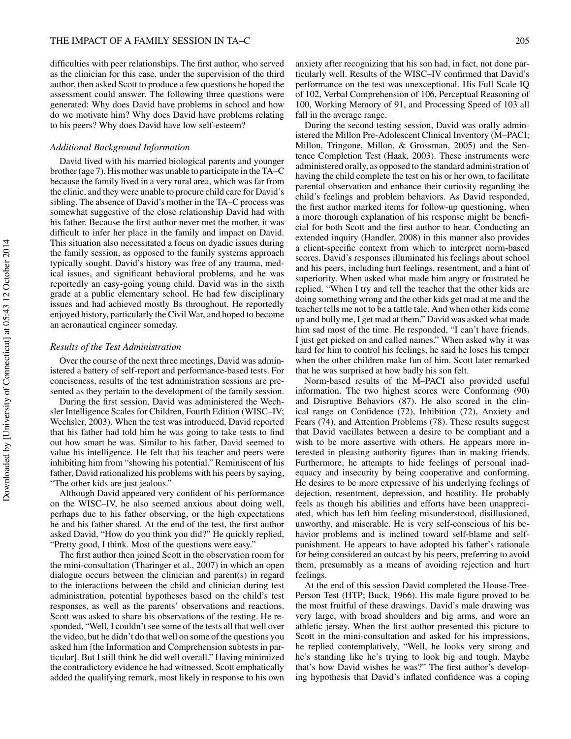difficulties with peer relationships. The first author, who served as the clinician for this case, under the supervision of the third author, then asked Scott to produce a few questions he hoped the assessment could answer. The following three questions were generated: Why does David have problems in school and how do we motivate him? Why does David have problems relating to his peers? Why does David have low self-esteem?

### *Additional Background Information*

David lived with his married biological parents and younger brother (age 7). His mother was unable to participate in the TA–C because the family lived in a very rural area, which was far from the clinic, and they were unable to procure child care for David's sibling. The absence of David's mother in the TA–C process was somewhat suggestive of the close relationship David had with his father. Because the first author never met the mother, it was difficult to infer her place in the family and impact on David. This situation also necessitated a focus on dyadic issues during the family session, as opposed to the family systems approach typically sought. David's history was free of any trauma, medical issues, and significant behavioral problems, and he was reportedly an easy-going young child. David was in the sixth grade at a public elementary school. He had few disciplinary issues and had achieved mostly Bs throughout. He reportedly enjoyed history, particularly the Civil War, and hoped to become an aeronautical engineer someday.

### *Results of the Test Administration*

Over the course of the next three meetings, David was administered a battery of self-report and performance-based tests. For conciseness, results of the test administration sessions are presented as they pertain to the development of the family session.

During the first session, David was administered the Wechsler Intelligence Scales for Children, Fourth Edition (WISC–IV; Wechsler, 2003). When the test was introduced, David reported that his father had told him he was going to take tests to find out how smart he was. Similar to his father, David seemed to value his intelligence. He felt that his teacher and peers were inhibiting him from "showing his potential." Reminiscent of his father, David rationalized his problems with his peers by saying, "The other kids are just jealous."

Although David appeared very confident of his performance on the WISC–IV, he also seemed anxious about doing well, perhaps due to his father observing, or the high expectations he and his father shared. At the end of the test, the first author asked David, "How do you think you did?" He quickly replied, "Pretty good, I think. Most of the questions were easy."

The first author then joined Scott in the observation room for the mini-consultation (Tharinger et al., 2007) in which an open dialogue occurs between the clinician and parent(s) in regard to the interactions between the child and clinician during test administration, potential hypotheses based on the child's test responses, as well as the parents' observations and reactions. Scott was asked to share his observations of the testing. He responded, "Well, I couldn't see some of the tests all that well over the video, but he didn't do that well on some of the questions you asked him [the Information and Comprehension subtests in particular]. But I still think he did well overall." Having minimized the contradictory evidence he had witnessed, Scott emphatically added the qualifying remark, most likely in response to his own anxiety after recognizing that his son had, in fact, not done particularly well. Results of the WISC–IV confirmed that David's performance on the test was unexceptional. His Full Scale IQ of 102, Verbal Comprehension of 106, Perceptual Reasoning of 100, Working Memory of 91, and Processing Speed of 103 all fall in the average range.

During the second testing session, David was orally administered the Millon Pre-Adolescent Clinical Inventory (M–PACI; Millon, Tringone, Millon, & Grossman, 2005) and the Sentence Completion Test (Haak, 2003). These instruments were administered orally, as opposed to the standard administration of having the child complete the test on his or her own, to facilitate parental observation and enhance their curiosity regarding the child's feelings and problem behaviors. As David responded, the first author marked items for follow-up questioning, when a more thorough explanation of his response might be beneficial for both Scott and the first author to hear. Conducting an extended inquiry (Handler, 2008) in this manner also provides a client-specific context from which to interpret norm-based scores. David's responses illuminated his feelings about school and his peers, including hurt feelings, resentment, and a hint of superiority. When asked what made him angry or frustrated he replied, "When I try and tell the teacher that the other kids are doing something wrong and the other kids get mad at me and the teacher tells me not to be a tattle tale. And when other kids come up and bully me, I get mad at them." David was asked what made him sad most of the time. He responded, "I can't have friends. I just get picked on and called names." When asked why it was hard for him to control his feelings, he said he loses his temper when the other children make fun of him. Scott later remarked that he was surprised at how badly his son felt.

Norm-based results of the M–PACI also provided useful information. The two highest scores were Conforming (90) and Disruptive Behaviors (87). He also scored in the clinical range on Confidence (72), Inhibition (72), Anxiety and Fears (74), and Attention Problems (78). These results suggest that David vacillates between a desire to be compliant and a wish to be more assertive with others. He appears more interested in pleasing authority figures than in making friends. Furthermore, he attempts to hide feelings of personal inadequacy and insecurity by being cooperative and conforming. He desires to be more expressive of his underlying feelings of dejection, resentment, depression, and hostility. He probably feels as though his abilities and efforts have been unappreciated, which has left him feeling misunderstood, disillusioned, unworthy, and miserable. He is very self-conscious of his behavior problems and is inclined toward self-blame and self-punishment. He appears to have adopted his father's rationale for being considered an outcast by his peers, preferring to avoid them, presumably as a means of avoiding rejection and hurt feelings.

At the end of this session David completed the House-Tree-Person Test (HTP; Buck, 1966). His male figure proved to be the most fruitful of these drawings. David's male drawing was very large, with broad shoulders and big arms, and wore an athletic jersey. When the first author presented this picture to Scott in the mini-consultation and asked for his impressions, he replied contemplatively, "Well, he looks very strong and he's standing like he's trying to look big and tough. Maybe that's how David wishes he was?" The first author's developing hypothesis that David's inflated confidence was a coping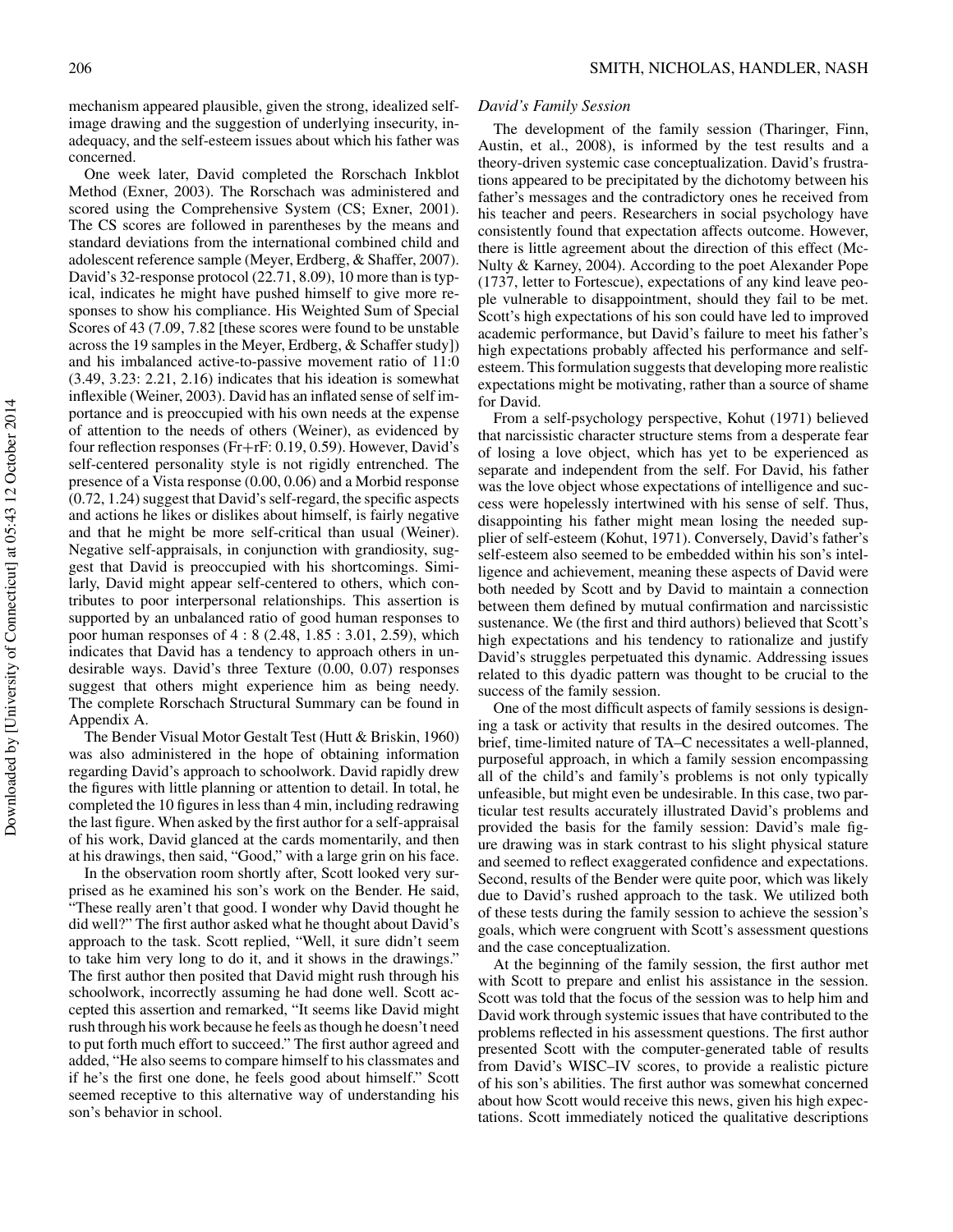mechanism appeared plausible, given the strong, idealized self-image drawing and the suggestion of underlying insecurity, inadequacy, and the self-esteem issues about which his father was concerned.

One week later, David completed the Rorschach Inkblot Method (Exner, 2003). The Rorschach was administered and scored using the Comprehensive System (CS; Exner, 2001). The CS scores are followed in parentheses by the means and standard deviations from the international combined child and adolescent reference sample (Meyer, Erdberg, & Shaffer, 2007). David's 32-response protocol (22.71, 8.09), 10 more than is typical, indicates he might have pushed himself to give more responses to show his compliance. His Weighted Sum of Special Scores of 43 (7.09, 7.82 [these scores were found to be unstable across the 19 samples in the Meyer, Erdberg, & Schaffer study]) and his imbalanced active-to-passive movement ratio of 11:0 (3.49, 3.23: 2.21, 2.16) indicates that his ideation is somewhat inflexible (Weiner, 2003). David has an inflated sense of self importance and is preoccupied with his own needs at the expense of attention to the needs of others (Weiner), as evidenced by four reflection responses (Fr+rF: 0.19, 0.59). However, David's self-centered personality style is not rigidly entrenched. The presence of a Vista response (0.00, 0.06) and a Morbid response (0.72, 1.24) suggest that David's self-regard, the specific aspects and actions he likes or dislikes about himself, is fairly negative and that he might be more self-critical than usual (Weiner). Negative self-appraisals, in conjunction with grandiosity, suggest that David is preoccupied with his shortcomings. Similarly, David might appear self-centered to others, which contributes to poor interpersonal relationships. This assertion is supported by an unbalanced ratio of good human responses to poor human responses of 4 : 8 (2.48, 1.85 : 3.01, 2.59), which indicates that David has a tendency to approach others in undesirable ways. David's three Texture (0.00, 0.07) responses suggest that others might experience him as being needy. The complete Rorschach Structural Summary can be found in Appendix A.

The Bender Visual Motor Gestalt Test (Hutt & Briskin, 1960) was also administered in the hope of obtaining information regarding David's approach to schoolwork. David rapidly drew the figures with little planning or attention to detail. In total, he completed the 10 figures in less than 4 min, including redrawing the last figure. When asked by the first author for a self-appraisal of his work, David glanced at the cards momentarily, and then at his drawings, then said, "Good," with a large grin on his face.

In the observation room shortly after, Scott looked very surprised as he examined his son's work on the Bender. He said, "These really aren't that good. I wonder why David thought he did well?" The first author asked what he thought about David's approach to the task. Scott replied, "Well, it sure didn't seem to take him very long to do it, and it shows in the drawings." The first author then posited that David might rush through his schoolwork, incorrectly assuming he had done well. Scott accepted this assertion and remarked, "It seems like David might rush through his work because he feels as though he doesn't need to put forth much effort to succeed." The first author agreed and added, "He also seems to compare himself to his classmates and if he's the first one done, he feels good about himself." Scott seemed receptive to this alternative way of understanding his son's behavior in school.

*David's Family Session*

The development of the family session (Tharinger, Finn, Austin, et al., 2008), is informed by the test results and a theory-driven systemic case conceptualization. David's frustrations appeared to be precipitated by the dichotomy between his father's messages and the contradictory ones he received from his teacher and peers. Researchers in social psychology have consistently found that expectation affects outcome. However, there is little agreement about the direction of this effect (McNulty & Karney, 2004). According to the poet Alexander Pope (1737, letter to Fortescue), expectations of any kind leave people vulnerable to disappointment, should they fail to be met. Scott's high expectations of his son could have led to improved academic performance, but David's failure to meet his father's high expectations probably affected his performance and self-esteem. This formulation suggests that developing more realistic expectations might be motivating, rather than a source of shame for David.

From a self-psychology perspective, Kohut (1971) believed that narcissistic character structure stems from a desperate fear of losing a love object, which has yet to be experienced as separate and independent from the self. For David, his father was the love object whose expectations of intelligence and success were hopelessly intertwined with his sense of self. Thus, disappointing his father might mean losing the needed supplier of self-esteem (Kohut, 1971). Conversely, David's father's self-esteem also seemed to be embedded within his son's intelligence and achievement, meaning these aspects of David were both needed by Scott and by David to maintain a connection between them defined by mutual confirmation and narcissistic sustenance. We (the first and third authors) believed that Scott's high expectations and his tendency to rationalize and justify David's struggles perpetuated this dynamic. Addressing issues related to this dyadic pattern was thought to be crucial to the success of the family session.

One of the most difficult aspects of family sessions is designing a task or activity that results in the desired outcomes. The brief, time-limited nature of TA–C necessitates a well-planned, purposeful approach, in which a family session encompassing all of the child's and family's problems is not only typically unfeasible, but might even be undesirable. In this case, two particular test results accurately illustrated David's problems and provided the basis for the family session: David's male figure drawing was in stark contrast to his slight physical stature and seemed to reflect exaggerated confidence and expectations. Second, results of the Bender were quite poor, which was likely due to David's rushed approach to the task. We utilized both of these tests during the family session to achieve the session's goals, which were congruent with Scott's assessment questions and the case conceptualization.

At the beginning of the family session, the first author met with Scott to prepare and enlist his assistance in the session. Scott was told that the focus of the session was to help him and David work through systemic issues that have contributed to the problems reflected in his assessment questions. The first author presented Scott with the computer-generated table of results from David's WISC–IV scores, to provide a realistic picture of his son's abilities. The first author was somewhat concerned about how Scott would receive this news, given his high expectations. Scott immediately noticed the qualitative descriptions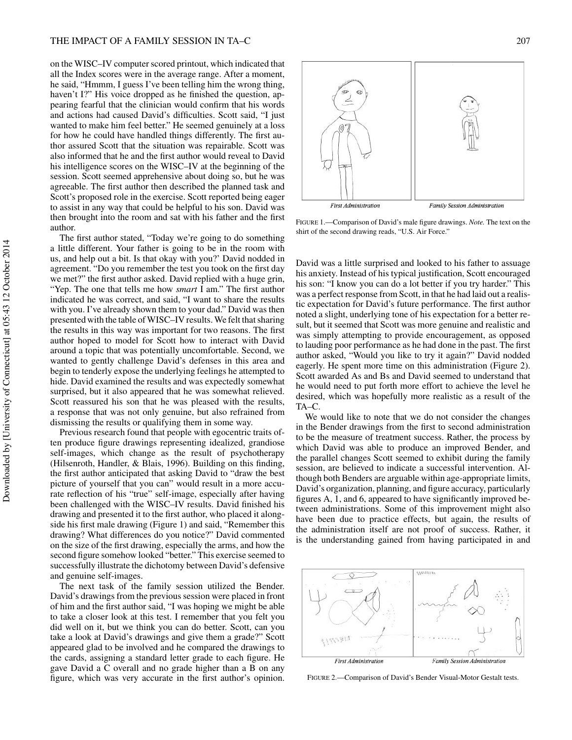on the WISC–IV computer scored printout, which indicated that all the Index scores were in the average range. After a moment, he said, "Hmmm, I guess I've been telling him the wrong thing, haven't I?" His voice dropped as he finished the question, appearing fearful that the clinician would confirm that his words and actions had caused David's difficulties. Scott said, "I just wanted to make him feel better." He seemed genuinely at a loss for how he could have handled things differently. The first author assured Scott that the situation was repairable. Scott was also informed that he and the first author would reveal to David his intelligence scores on the WISC–IV at the beginning of the session. Scott seemed apprehensive about doing so, but he was agreeable. The first author then described the planned task and Scott's proposed role in the exercise. Scott reported being eager to assist in any way that could be helpful to his son. David was then brought into the room and sat with his father and the first author.

The first author stated, "Today we're going to do something a little different. Your father is going to be in the room with us, and help out a bit. Is that okay with you?' David nodded in agreement. "Do you remember the test you took on the first day we met?" the first author asked. David replied with a huge grin, "Yep. The one that tells me how *smart* I am." The first author indicated he was correct, and said, "I want to share the results with you. I've already shown them to your dad." David was then presented with the table of WISC–IV results. We felt that sharing the results in this way was important for two reasons. The first author hoped to model for Scott how to interact with David around a topic that was potentially uncomfortable. Second, we wanted to gently challenge David's defenses in this area and begin to tenderly expose the underlying feelings he attempted to hide. David examined the results and was expectedly somewhat surprised, but it also appeared that he was somewhat relieved. Scott reassured his son that he was pleased with the results, a response that was not only genuine, but also refrained from dismissing the results or qualifying them in some way.

Previous research found that people with egocentric traits often produce figure drawings representing idealized, grandiose self-images, which change as the result of psychotherapy (Hilsenroth, Handler, & Blais, 1996). Building on this finding, the first author anticipated that asking David to "draw the best picture of yourself that you can" would result in a more accurate reflection of his "true" self-image, especially after having been challenged with the WISC–IV results. David finished his drawing and presented it to the first author, who placed it alongside his first male drawing (Figure 1) and said, "Remember this drawing? What differences do you notice?" David commented on the size of the first drawing, especially the arms, and how the second figure somehow looked "better." This exercise seemed to successfully illustrate the dichotomy between David's defensive and genuine self-images.

The next task of the family session utilized the Bender. David's drawings from the previous session were placed in front of him and the first author said, "I was hoping we might be able to take a closer look at this test. I remember that you felt you did well on it, but we think you can do better. Scott, can you take a look at David's drawings and give them a grade?" Scott appeared glad to be involved and he compared the drawings to the cards, assigning a standard letter grade to each figure. He gave David a C overall and no grade higher than a B on any figure, which was very accurate in the first author's opinion. David was a little surprised and looked to his father to assuage his anxiety. Instead of his typical justification, Scott encouraged his son: "I know you can do a lot better if you try harder." This was a perfect response from Scott, in that he had laid out a realistic expectation for David's future performance. The first author noted a slight, underlying tone of his expectation for a better result, but it seemed that Scott was more genuine and realistic and was simply attempting to provide encouragement, as opposed to lauding poor performance as he had done in the past. The first author asked, "Would you like to try it again?" David nodded eagerly. He spent more time on this administration (Figure 2). Scott awarded As and Bs and David seemed to understand that he would need to put forth more effort to achieve the level he desired, which was hopefully more realistic as a result of the TA–C.

First Administration

Family Session Administration

FIGURE 1.—Comparison of David's male figure drawings. *Note.* The text on the shirt of the second drawing reads, "U.S. Air Force."

We would like to note that we do not consider the changes in the Bender drawings from the first to second administration to be the measure of treatment success. Rather, the process by which David was able to produce an improved Bender, and the parallel changes Scott seemed to exhibit during the family session, are believed to indicate a successful intervention. Although both Benders are arguable within age-appropriate limits, David's organization, planning, and figure accuracy, particularly figures A, 1, and 6, appeared to have significantly improved between administrations. Some of this improvement might also have been due to practice effects, but again, the results of the administration itself are not proof of success. Rather, it is the understanding gained from having participated in and

First Administration

Family Session Administration

FIGURE 2.—Comparison of David's Bender Visual-Motor Gestalt tests.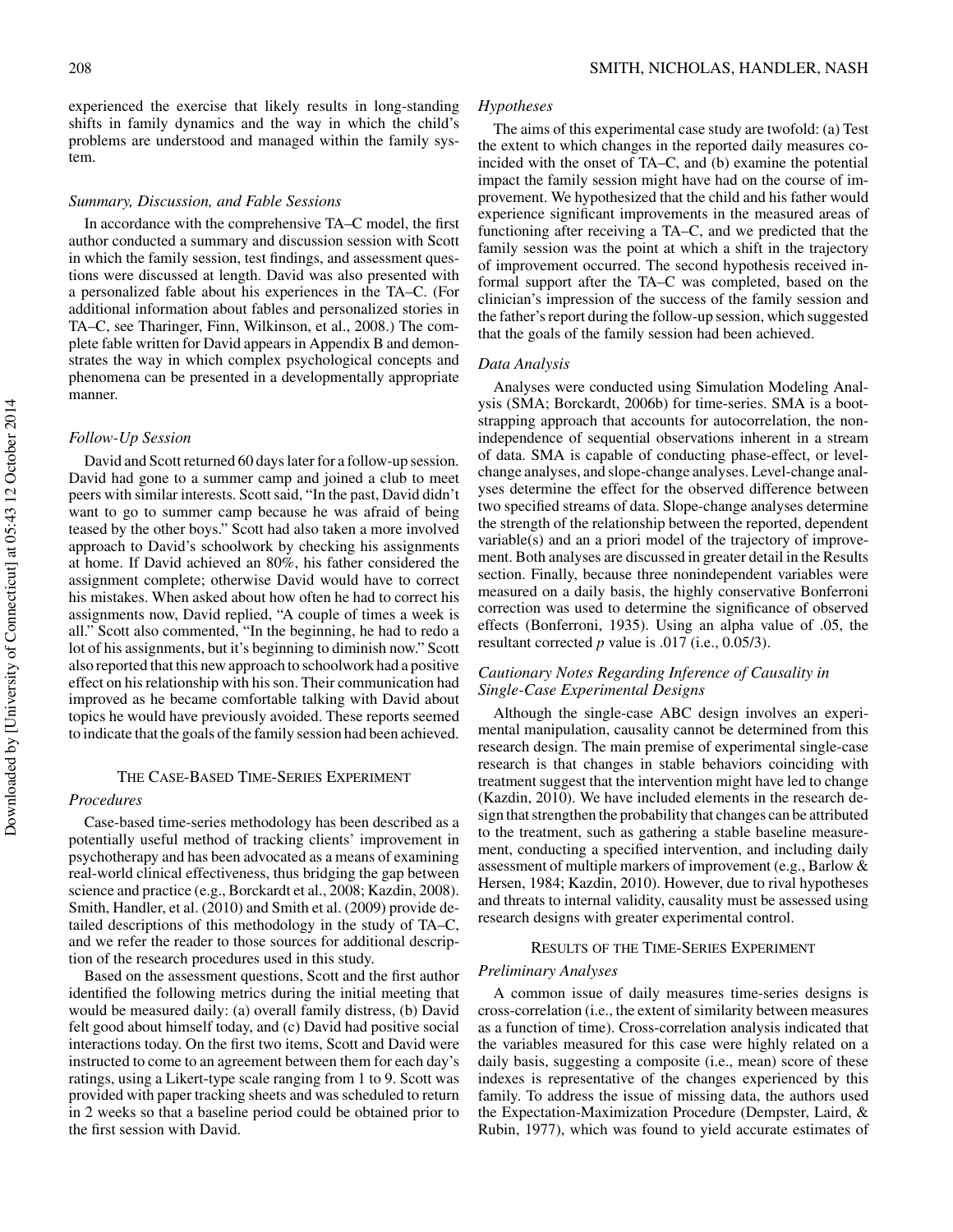experienced the exercise that likely results in long-standing shifts in family dynamics and the way in which the child's problems are understood and managed within the family system.

### *Summary, Discussion, and Fable Sessions*

In accordance with the comprehensive TA–C model, the first author conducted a summary and discussion session with Scott in which the family session, test findings, and assessment questions were discussed at length. David was also presented with a personalized fable about his experiences in the TA–C. (For additional information about fables and personalized stories in TA–C, see Tharinger, Finn, Wilkinson, et al., 2008.) The complete fable written for David appears in Appendix B and demonstrates the way in which complex psychological concepts and phenomena can be presented in a developmentally appropriate manner.

### *Follow-Up Session*

David and Scott returned 60 days later for a follow-up session. David had gone to a summer camp and joined a club to meet peers with similar interests. Scott said, "In the past, David didn't want to go to summer camp because he was afraid of being teased by the other boys." Scott had also taken a more involved approach to David's schoolwork by checking his assignments at home. If David achieved an 80%, his father considered the assignment complete; otherwise David would have to correct his mistakes. When asked about how often he had to correct his assignments now, David replied, "A couple of times a week is all." Scott also commented, "In the beginning, he had to redo a lot of his assignments, but it's beginning to diminish now." Scott also reported that this new approach to schoolwork had a positive effect on his relationship with his son. Their communication had improved as he became comfortable talking with David about topics he would have previously avoided. These reports seemed to indicate that the goals of the family session had been achieved.

## The Case-Based Time-Series Experiment

### *Procedures*

Case-based time-series methodology has been described as a potentially useful method of tracking clients' improvement in psychotherapy and has been advocated as a means of examining real-world clinical effectiveness, thus bridging the gap between science and practice (e.g., Borckardt et al., 2008; Kazdin, 2008). Smith, Handler, et al. (2010) and Smith et al. (2009) provide detailed descriptions of this methodology in the study of TA–C, and we refer the reader to those sources for additional description of the research procedures used in this study.

Based on the assessment questions, Scott and the first author identified the following metrics during the initial meeting that would be measured daily: (a) overall family distress, (b) David felt good about himself today, and (c) David had positive social interactions today. On the first two items, Scott and David were instructed to come to an agreement between them for each day's ratings, using a Likert-type scale ranging from 1 to 9. Scott was provided with paper tracking sheets and was scheduled to return in 2 weeks so that a baseline period could be obtained prior to the first session with David.

### *Hypotheses*

The aims of this experimental case study are twofold: (a) Test the extent to which changes in the reported daily measures coincided with the onset of TA–C, and (b) examine the potential impact the family session might have had on the course of improvement. We hypothesized that the child and his father would experience significant improvements in the measured areas of functioning after receiving a TA–C, and we predicted that the family session was the point at which a shift in the trajectory of improvement occurred. The second hypothesis received informal support after the TA–C was completed, based on the clinician's impression of the success of the family session and the father's report during the follow-up session, which suggested that the goals of the family session had been achieved.

### *Data Analysis*

Analyses were conducted using Simulation Modeling Analysis (SMA; Borckardt, 2006b) for time-series. SMA is a bootstrapping approach that accounts for autocorrelation, the nonindependence of sequential observations inherent in a stream of data. SMA is capable of conducting phase-effect, or level-change analyses, and slope-change analyses. Level-change analyses determine the effect for the observed difference between two specified streams of data. Slope-change analyses determine the strength of the relationship between the reported, dependent variable(s) and an a priori model of the trajectory of improvement. Both analyses are discussed in greater detail in the Results section. Finally, because three nonindependent variables were measured on a daily basis, the highly conservative Bonferroni correction was used to determine the significance of observed effects (Bonferroni, 1935). Using an alpha value of .05, the resultant corrected $p$ value is .017 (i.e., 0.05/3).

### *Cautionary Notes Regarding Inference of Causality in Single-Case Experimental Designs*

Although the single-case ABC design involves an experimental manipulation, causality cannot be determined from this research design. The main premise of experimental single-case research is that changes in stable behaviors coinciding with treatment suggest that the intervention might have led to change (Kazdin, 2010). We have included elements in the research design that strengthen the probability that changes can be attributed to the treatment, such as gathering a stable baseline measurement, conducting a specified intervention, and including daily assessment of multiple markers of improvement (e.g., Barlow & Hersen, 1984; Kazdin, 2010). However, due to rival hypotheses and threats to internal validity, causality must be assessed using research designs with greater experimental control.

## Results of the Time-Series Experiment

### *Preliminary Analyses*

A common issue of daily measures time-series designs is cross-correlation (i.e., the extent of similarity between measures as a function of time). Cross-correlation analysis indicated that the variables measured for this case were highly related on a daily basis, suggesting a composite (i.e., mean) score of these indexes is representative of the changes experienced by this family. To address the issue of missing data, the authors used the Expectation-Maximization Procedure (Dempster, Laird, & Rubin, 1977), which was found to yield accurate estimates of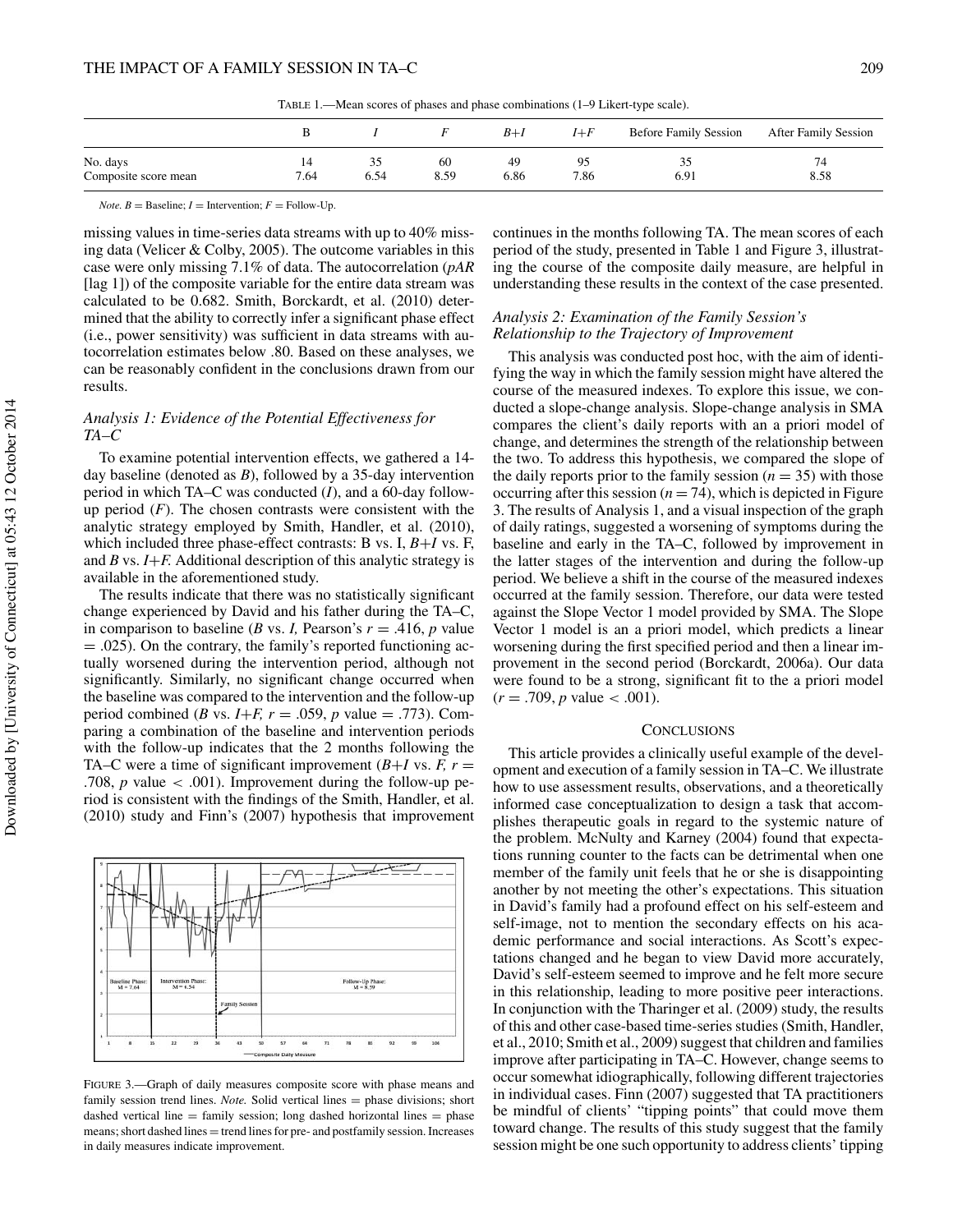TABLE 1.—Mean scores of phases and phase combinations (1–9 Likert-type scale).

| | B | *I* | *F* | *B+I* | *I+F* | Before Family Session | After Family Session |
|---|---|---|---|---|---|---|---|
| No. days | 14 | 35 | 60 | 49 | 95 | 35 | 74 |
| Composite score mean | 7.64 | 6.54 | 8.59 | 6.86 | 7.86 | 6.91 | 8.58 |

*Note.* *B* = Baseline; *I* = Intervention; *F* = Follow-Up.

missing values in time-series data streams with up to 40% missing data (Velicer & Colby, 2005). The outcome variables in this case were only missing 7.1% of data. The autocorrelation (*pAR* [lag 1]) of the composite variable for the entire data stream was calculated to be 0.682. Smith, Borckardt, et al. (2010) determined that the ability to correctly infer a significant phase effect (i.e., power sensitivity) was sufficient in data streams with autocorrelation estimates below .80. Based on these analyses, we can be reasonably confident in the conclusions drawn from our results.

### Analysis 1: Evidence of the Potential Effectiveness for TA–C

To examine potential intervention effects, we gathered a 14-day baseline (denoted as *B*), followed by a 35-day intervention period in which TA–C was conducted (*I*), and a 60-day follow-up period (*F*). The chosen contrasts were consistent with the analytic strategy employed by Smith, Handler, et al. (2010), which included three phase-effect contrasts: B vs. I, *B+I* vs. F, and *B* vs. *I+F.* Additional description of this analytic strategy is available in the aforementioned study.

The results indicate that there was no statistically significant change experienced by David and his father during the TA–C, in comparison to baseline (*B* vs. *I,* Pearson's $r = .416$, $p$ value $= .025$). On the contrary, the family's reported functioning actually worsened during the intervention period, although not significantly. Similarly, no significant change occurred when the baseline was compared to the intervention and the follow-up period combined (*B* vs. *I+F,* $r = .059$, $p$ value $= .773$). Comparing a combination of the baseline and intervention periods with the follow-up indicates that the 2 months following the TA–C were a time of significant improvement (*B+I* vs. *F,* $r = .708$, $p$ value $< .001$). Improvement during the follow-up period is consistent with the findings of the Smith, Handler, et al. (2010) study and Finn's (2007) hypothesis that improvement continues in the months following TA. The mean scores of each period of the study, presented in Table 1 and Figure 3, illustrating the course of the composite daily measure, are helpful in understanding these results in the context of the case presented.

FIGURE 3.—Graph of daily measures composite score with phase means and family session trend lines. *Note.* Solid vertical lines = phase divisions; short dashed vertical line = family session; long dashed horizontal lines = phase means; short dashed lines = trend lines for pre- and postfamily session. Increases in daily measures indicate improvement.

### Analysis 2: Examination of the Family Session's Relationship to the Trajectory of Improvement

This analysis was conducted post hoc, with the aim of identifying the way in which the family session might have altered the course of the measured indexes. To explore this issue, we conducted a slope-change analysis. Slope-change analysis in SMA compares the client's daily reports with an a priori model of change, and determines the strength of the relationship between the two. To address this hypothesis, we compared the slope of the daily reports prior to the family session ($n = 35$) with those occurring after this session ($n = 74$), which is depicted in Figure 3. The results of Analysis 1, and a visual inspection of the graph of daily ratings, suggested a worsening of symptoms during the baseline and early in the TA–C, followed by improvement in the latter stages of the intervention and during the follow-up period. We believe a shift in the course of the measured indexes occurred at the family session. Therefore, our data were tested against the Slope Vector 1 model provided by SMA. The Slope Vector 1 model is an a priori model, which predicts a linear worsening during the first specified period and then a linear improvement in the second period (Borckardt, 2006a). Our data were found to be a strong, significant fit to the a priori model ($r = .709$, $p$ value $< .001$).

## CONCLUSIONS

This article provides a clinically useful example of the development and execution of a family session in TA–C. We illustrate how to use assessment results, observations, and a theoretically informed case conceptualization to design a task that accomplishes therapeutic goals in regard to the systemic nature of the problem. McNulty and Karney (2004) found that expectations running counter to the facts can be detrimental when one member of the family unit feels that he or she is disappointing another by not meeting the other's expectations. This situation in David's family had a profound effect on his self-esteem and self-image, not to mention the secondary effects on his academic performance and social interactions. As Scott's expectations changed and he began to view David more accurately, David's self-esteem seemed to improve and he felt more secure in this relationship, leading to more positive peer interactions. In conjunction with the Tharinger et al. (2009) study, the results of this and other case-based time-series studies (Smith, Handler, et al., 2010; Smith et al., 2009) suggest that children and families improve after participating in TA–C. However, change seems to occur somewhat idiographically, following different trajectories in individual cases. Finn (2007) suggested that TA practitioners be mindful of clients' "tipping points" that could move them toward change. The results of this study suggest that the family session might be one such opportunity to address clients' tipping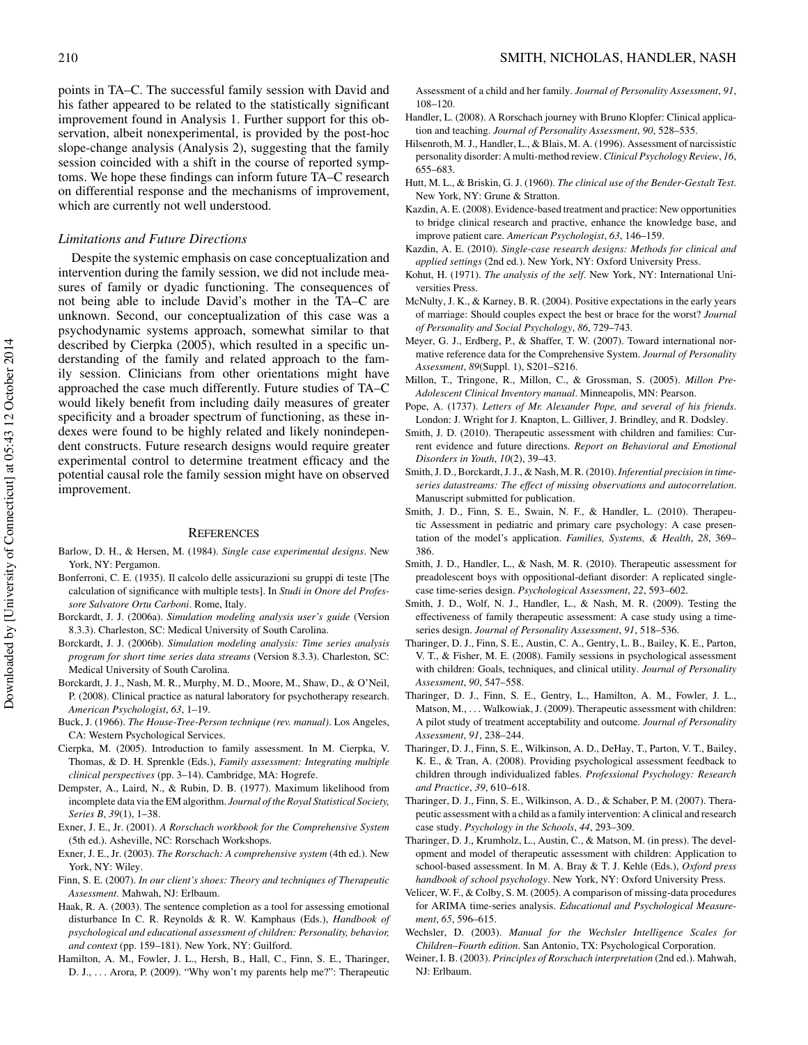points in TA–C. The successful family session with David and his father appeared to be related to the statistically significant improvement found in Analysis 1. Further support for this observation, albeit nonexperimental, is provided by the post-hoc slope-change analysis (Analysis 2), suggesting that the family session coincided with a shift in the course of reported symptoms. We hope these findings can inform future TA–C research on differential response and the mechanisms of improvement, which are currently not well understood.

### *Limitations and Future Directions*

Despite the systemic emphasis on case conceptualization and intervention during the family session, we did not include measures of family or dyadic functioning. The consequences of not being able to include David's mother in the TA–C are unknown. Second, our conceptualization of this case was a psychodynamic systems approach, somewhat similar to that described by Cierpka (2005), which resulted in a specific understanding of the family and related approach to the family session. Clinicians from other orientations might have approached the case much differently. Future studies of TA–C would likely benefit from including daily measures of greater specificity and a broader spectrum of functioning, as these indexes were found to be highly related and likely nonindependent constructs. Future research designs would require greater experimental control to determine treatment efficacy and the potential causal role the family session might have on observed improvement.

## REFERENCES

Barlow, D. H., & Hersen, M. (1984). *Single case experimental designs*. New York, NY: Pergamon.

Bonferroni, C. E. (1935). Il calcolo delle assicurazioni su gruppi di teste [The calculation of significance with multiple tests]. In *Studi in Onore del Professore Salvatore Ortu Carboni*. Rome, Italy.

Borckardt, J. J. (2006a). *Simulation modeling analysis user's guide* (Version 8.3.3). Charleston, SC: Medical University of South Carolina.

Borckardt, J. J. (2006b). *Simulation modeling analysis: Time series analysis program for short time series data streams* (Version 8.3.3). Charleston, SC: Medical University of South Carolina.

Borckardt, J. J., Nash, M. R., Murphy, M. D., Moore, M., Shaw, D., & O'Neil, P. (2008). Clinical practice as natural laboratory for psychotherapy research. *American Psychologist*, *63*, 1–19.

Buck, J. (1966). *The House-Tree-Person technique (rev. manual)*. Los Angeles, CA: Western Psychological Services.

Cierpka, M. (2005). Introduction to family assessment. In M. Cierpka, V. Thomas, & D. H. Sprenkle (Eds.), *Family assessment: Integrating multiple clinical perspectives* (pp. 3–14). Cambridge, MA: Hogrefe.

Dempster, A., Laird, N., & Rubin, D. B. (1977). Maximum likelihood from incomplete data via the EM algorithm. *Journal of the Royal Statistical Society, Series B*, *39*(1), 1–38.

Exner, J. E., Jr. (2001). *A Rorschach workbook for the Comprehensive System* (5th ed.). Asheville, NC: Rorschach Workshops.

Exner, J. E., Jr. (2003). *The Rorschach: A comprehensive system* (4th ed.). New York, NY: Wiley.

Finn, S. E. (2007). *In our client's shoes: Theory and techniques of Therapeutic Assessment*. Mahwah, NJ: Erlbaum.

Haak, R. A. (2003). The sentence completion as a tool for assessing emotional disturbance In C. R. Reynolds & R. W. Kamphaus (Eds.), *Handbook of psychological and educational assessment of children: Personality, behavior, and context* (pp. 159–181). New York, NY: Guilford.

Hamilton, A. M., Fowler, J. L., Hersh, B., Hall, C., Finn, S. E., Tharinger, D. J., . . . Arora, P. (2009). "Why won't my parents help me?": Therapeutic Assessment of a child and her family. *Journal of Personality Assessment*, *91*, 108–120.

Handler, L. (2008). A Rorschach journey with Bruno Klopfer: Clinical application and teaching. *Journal of Personality Assessment*, *90*, 528–535.

Hilsenroth, M. J., Handler, L., & Blais, M. A. (1996). Assessment of narcissistic personality disorder: A multi-method review. *Clinical Psychology Review*, *16*, 655–683.

Hutt, M. L., & Briskin, G. J. (1960). *The clinical use of the Bender-Gestalt Test*. New York, NY: Grune & Stratton.

Kazdin, A. E. (2008). Evidence-based treatment and practice: New opportunities to bridge clinical research and practive, enhance the knowledge base, and improve patient care. *American Psychologist*, *63*, 146–159.

Kazdin, A. E. (2010). *Single-case research designs: Methods for clinical and applied settings* (2nd ed.). New York, NY: Oxford University Press.

Kohut, H. (1971). *The analysis of the self*. New York, NY: International Universities Press.

McNulty, J. K., & Karney, B. R. (2004). Positive expectations in the early years of marriage: Should couples expect the best or brace for the worst? *Journal of Personality and Social Psychology*, *86*, 729–743.

Meyer, G. J., Erdberg, P., & Shaffer, T. W. (2007). Toward international normative reference data for the Comprehensive System. *Journal of Personality Assessment*, *89*(Suppl. 1), S201–S216.

Millon, T., Tringone, R., Millon, C., & Grossman, S. (2005). *Millon Pre-Adolescent Clinical Inventory manual*. Minneapolis, MN: Pearson.

Pope, A. (1737). *Letters of Mr. Alexander Pope, and several of his friends*. London: J. Wright for J. Knapton, L. Gilliver, J. Brindley, and R. Dodsley.

Smith, J. D. (2010). Therapeutic assessment with children and families: Current evidence and future directions. *Report on Behavioral and Emotional Disorders in Youth*, *10*(2), 39–43.

Smith, J. D., Borckardt, J. J., & Nash, M. R. (2010). *Inferential precision in time-series datastreams: The effect of missing observations and autocorrelation*. Manuscript submitted for publication.

Smith, J. D., Finn, S. E., Swain, N. F., & Handler, L. (2010). Therapeutic Assessment in pediatric and primary care psychology: A case presentation of the model's application. *Families, Systems, & Health*, *28*, 369–386.

Smith, J. D., Handler, L., & Nash, M. R. (2010). Therapeutic assessment for preadolescent boys with oppositional-defiant disorder: A replicated single-case time-series design. *Psychological Assessment*, *22*, 593–602.

Smith, J. D., Wolf, N. J., Handler, L., & Nash, M. R. (2009). Testing the effectiveness of family therapeutic assessment: A case study using a time-series design. *Journal of Personality Assessment*, *91*, 518–536.

Tharinger, D. J., Finn, S. E., Austin, C. A., Gentry, L. B., Bailey, K. E., Parton, V. T., & Fisher, M. E. (2008). Family sessions in psychological assessment with children: Goals, techniques, and clinical utility. *Journal of Personality Assessment*, *90*, 547–558.

Tharinger, D. J., Finn, S. E., Gentry, L., Hamilton, A. M., Fowler, J. L., Matson, M., . . . Walkowiak, J. (2009). Therapeutic assessment with children: A pilot study of treatment acceptability and outcome. *Journal of Personality Assessment*, *91*, 238–244.

Tharinger, D. J., Finn, S. E., Wilkinson, A. D., DeHay, T., Parton, V. T., Bailey, K. E., & Tran, A. (2008). Providing psychological assessment feedback to children through individualized fables. *Professional Psychology: Research and Practice*, *39*, 610–618.

Tharinger, D. J., Finn, S. E., Wilkinson, A. D., & Schaber, P. M. (2007). Therapeutic assessment with a child as a family intervention: A clinical and research case study. *Psychology in the Schools*, *44*, 293–309.

Tharinger, D. J., Krumholz, L., Austin, C., & Matson, M. (in press). The development and model of therapeutic assessment with children: Application to school-based assessment. In M. A. Bray & T. J. Kehle (Eds.), *Oxford press handbook of school psychology*. New York, NY: Oxford University Press.

Velicer, W. F., & Colby, S. M. (2005). A comparison of missing-data procedures for ARIMA time-series analysis. *Educational and Psychological Measurement*, *65*, 596–615.

Wechsler, D. (2003). *Manual for the Wechsler Intelligence Scales for Children–Fourth edition*. San Antonio, TX: Psychological Corporation.

Weiner, I. B. (2003). *Principles of Rorschach interpretation* (2nd ed.). Mahwah, NJ: Erlbaum.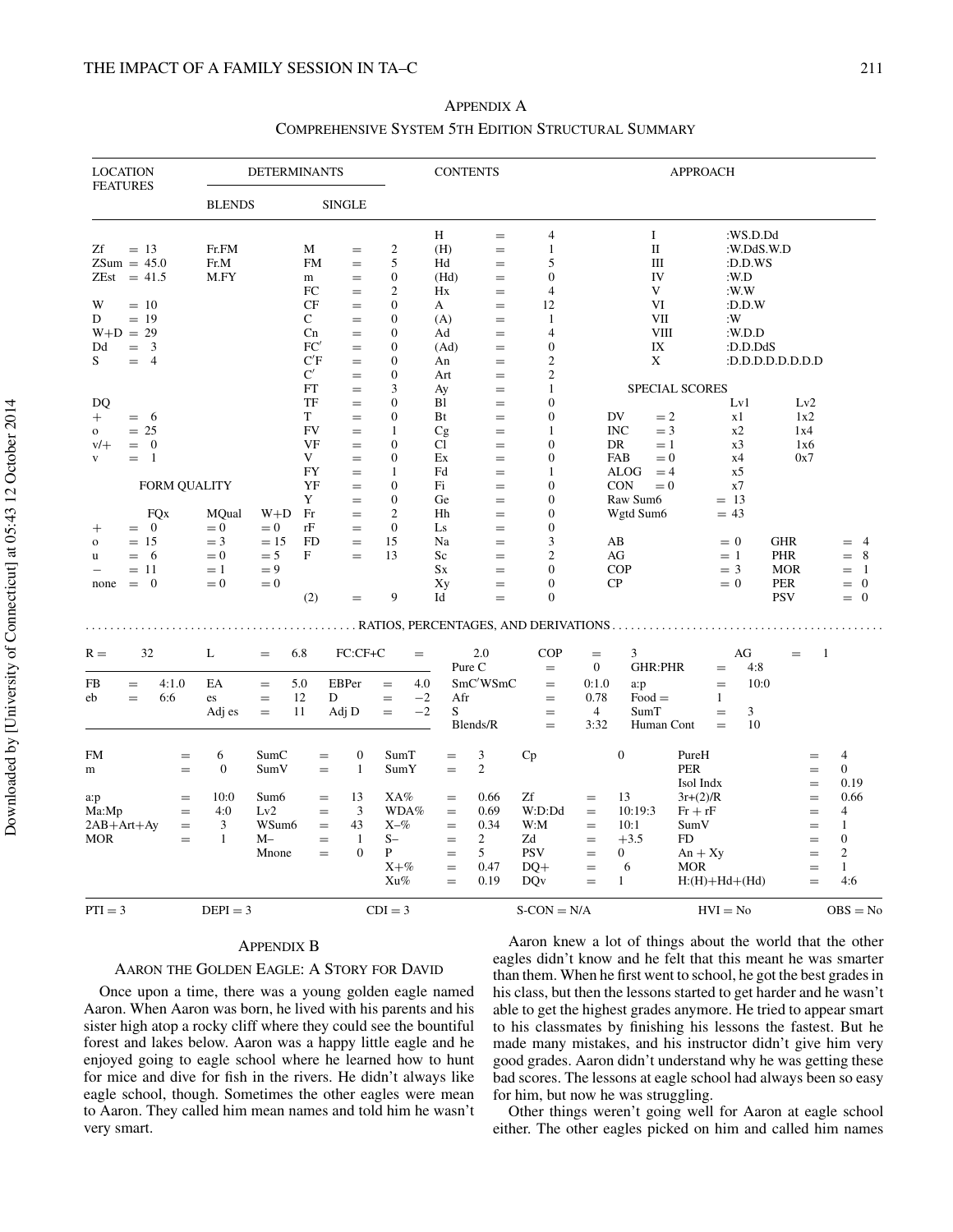## Appendix A

### Comprehensive System 5th Edition Structural Summary

| LOCATION FEATURES | DETERMINANTS: BLENDS | DETERMINANTS: SINGLE | CONTENTS | APPROACH |
|---|---|---|---|---|
| | | | H = 4 | I :WS.D.Dd |
| Zf = 13 | Fr.FM | M = 2 | (H) = 1 | II :W.DdS.W.D |
| ZSum = 45.0 | Fr.M | FM = 5 | Hd = 5 | III :D.D.WS |
| ZEst = 41.5 | M.FY | m = 0 | (Hd) = 0 | IV :W.D |
| | | FC = 2 | Hx = 4 | V :W.W |
| W = 10 | | CF = 0 | A = 12 | VI :D.D.W |
| D = 19 | | C = 0 | (A) = 1 | VII :W |
| W+D = 29 | | Cn = 0 | Ad = 4 | VIII :W.D.D |
| Dd = 3 | | FC′ = 0 | (Ad) = 0 | IX :D.D.DdS |
| S = 4 | | C′F = 0 | An = 2 | X :D.D.D.D.D.D.D.D |
| | | C′ = 0 | Art = 2 | |
| | | FT = 3 | Ay = 1 | SPECIAL SCORES |
| DQ | | TF = 0 | Bl = 0 | Lv1 / Lv2 |
| + = 6 | | T = 0 | Bt = 0 | DV = 2 x1 1x2 |
| o = 25 | | FV = 1 | Cg = 1 | INC = 3 x2 1x4 |
| v/+ = 0 | | VF = 0 | Cl = 0 | DR = 1 x3 1x6 |
| v = 1 | | V = 0 | Ex = 0 | FAB = 0 x4 0x7 |
| | | FY = 1 | Fd = 1 | ALOG = 4 x5 |
| FORM QUALITY | | YF = 0 | Fi = 0 | CON = 0 x7 |
| | | Y = 0 | Ge = 0 | Raw Sum6 = 13 |
| FQx / MQual / W+D | | Fr = 2 | Hh = 0 | Wgtd Sum6 = 43 |
| + = 0 / = 0 / = 0 | | rF = 0 | Ls = 0 | |
| o = 15 / = 3 / = 15 | | FD = 15 | Na = 3 | AB = 0, GHR = 4 |
| u = 6 / = 0 / = 5 | | F = 13 | Sc = 2 | AG = 1, PHR = 8 |
| − = 11 / = 1 / = 9 | | | Sx = 0 | COP = 3, MOR = 1 |
| none = 0 / = 0 / = 0 | | | Xy = 0 | CP = 0, PER = 0 |
| | | (2) = 9 | Id = 0 | PSV = 0 |

**RATIOS, PERCENTAGES, AND DERIVATIONS**

| | | | | | | | | | | | |
|---|---|---|---|---|---|---|---|---|---|---|---|
| R = | 32 | L = | 6.8 | FC:CF+C = | 2.0 | COP = | 3 | AG = | 1 | | |
| | | | | Pure C = | 0 | GHR:PHR = | 4:8 | | | | |
| FB = | 4:1.0 | EA = | 5.0 | EBPer = | 4.0 | SmC′WSmC = | 0:1.0 | a:p = | 10:0 | | |
| eb = | 6:6 | es = | 12 | D = | −2 | Afr = | 0.78 | Food = | 1 | | |
| | | Adj es = | 11 | Adj D = | −2 | S = | 4 | SumT = | 3 | | |
| | | | | | | Blends/R = | 3:32 | Human Cont = | 10 | | |

| | | | | | | | | | | | |
|---|---|---|---|---|---|---|---|---|---|---|---|
| FM = | 6 | SumC = | 0 | SumT = | 3 | Cp | 0 | PureH = | 4 | | |
| m = | 0 | SumV = | 1 | SumY = | 2 | | | PER = | 0 | | |
| | | | | | | | | Isol Indx = | 0.19 | | |
| a:p = | 10:0 | Sum6 = | 13 | XA% = | 0.66 | Zf = | 13 | 3r+(2)/R = | 0.66 | | |
| Ma:Mp = | 4:0 | Lv2 = | 3 | WDA% = | 0.69 | W:D:Dd = | 10:19:3 | Fr + rF = | 4 | | |
| 2AB+Art+Ay = | 3 | WSum6 = | 43 | X−% = | 0.34 | W:M = | 10:1 | SumV = | 1 | | |
| MOR = | 1 | M− = | 1 | S− = | 2 | Zd = | +3.5 | FD = | 0 | | |
| | | Mnone = | 0 | P = | 5 | PSV = | 0 | An + Xy = | 2 | | |
| | | | | X+% = | 0.47 | DQ+ = | 6 | MOR = | 1 | | |
| | | | | Xu% = | 0.19 | DQv = | 1 | H:(H)+Hd+(Hd) = | 4:6 | | |

| PTI = 3 | DEPI = 3 | CDI = 3 | S-CON = N/A | HVI = No | OBS = No |
|---|---|---|---|---|---|

## Appendix B

### Aaron the Golden Eagle: A Story for David

Once upon a time, there was a young golden eagle named Aaron. When Aaron was born, he lived with his parents and his sister high atop a rocky cliff where they could see the bountiful forest and lakes below. Aaron was a happy little eagle and he enjoyed going to eagle school where he learned how to hunt for mice and dive for fish in the rivers. He didn't always like eagle school, though. Sometimes the other eagles were mean to Aaron. They called him mean names and told him he wasn't very smart.

Aaron knew a lot of things about the world that the other eagles didn't know and he felt that this meant he was smarter than them. When he first went to school, he got the best grades in his class, but then the lessons started to get harder and he wasn't able to get the highest grades anymore. He tried to appear smart to his classmates by finishing his lessons the fastest. But he made many mistakes, and his instructor didn't give him very good grades. Aaron didn't understand why he was getting these bad scores. The lessons at eagle school had always been so easy for him, but now he was struggling.

Other things weren't going well for Aaron at eagle school either. The other eagles picked on him and called him names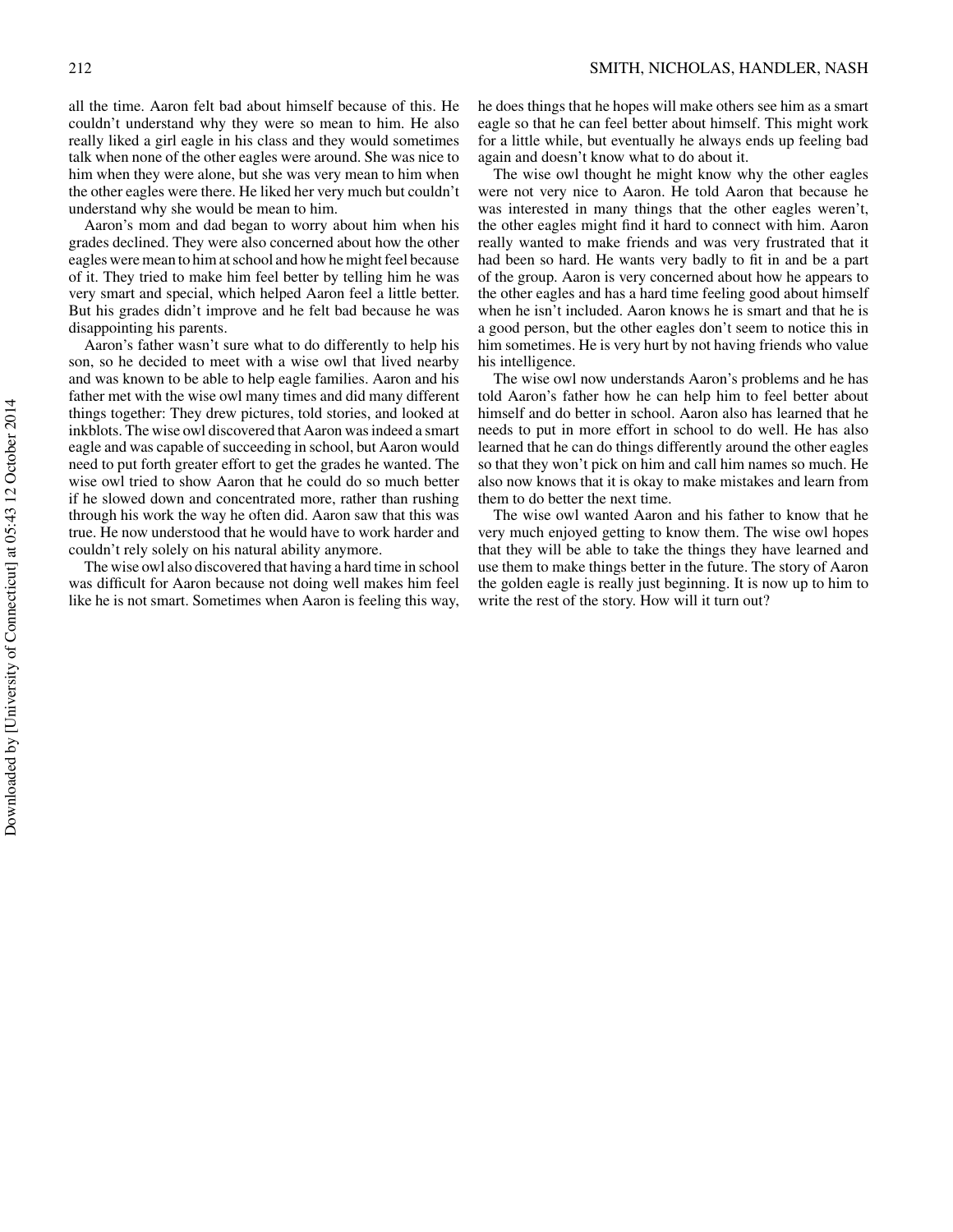all the time. Aaron felt bad about himself because of this. He couldn't understand why they were so mean to him. He also really liked a girl eagle in his class and they would sometimes talk when none of the other eagles were around. She was nice to him when they were alone, but she was very mean to him when the other eagles were there. He liked her very much but couldn't understand why she would be mean to him.

Aaron's mom and dad began to worry about him when his grades declined. They were also concerned about how the other eagles were mean to him at school and how he might feel because of it. They tried to make him feel better by telling him he was very smart and special, which helped Aaron feel a little better. But his grades didn't improve and he felt bad because he was disappointing his parents.

Aaron's father wasn't sure what to do differently to help his son, so he decided to meet with a wise owl that lived nearby and was known to be able to help eagle families. Aaron and his father met with the wise owl many times and did many different things together: They drew pictures, told stories, and looked at inkblots. The wise owl discovered that Aaron was indeed a smart eagle and was capable of succeeding in school, but Aaron would need to put forth greater effort to get the grades he wanted. The wise owl tried to show Aaron that he could do so much better if he slowed down and concentrated more, rather than rushing through his work the way he often did. Aaron saw that this was true. He now understood that he would have to work harder and couldn't rely solely on his natural ability anymore.

The wise owl also discovered that having a hard time in school was difficult for Aaron because not doing well makes him feel like he is not smart. Sometimes when Aaron is feeling this way, he does things that he hopes will make others see him as a smart eagle so that he can feel better about himself. This might work for a little while, but eventually he always ends up feeling bad again and doesn't know what to do about it.

The wise owl thought he might know why the other eagles were not very nice to Aaron. He told Aaron that because he was interested in many things that the other eagles weren't, the other eagles might find it hard to connect with him. Aaron really wanted to make friends and was very frustrated that it had been so hard. He wants very badly to fit in and be a part of the group. Aaron is very concerned about how he appears to the other eagles and has a hard time feeling good about himself when he isn't included. Aaron knows he is smart and that he is a good person, but the other eagles don't seem to notice this in him sometimes. He is very hurt by not having friends who value his intelligence.

The wise owl now understands Aaron's problems and he has told Aaron's father how he can help him to feel better about himself and do better in school. Aaron also has learned that he needs to put in more effort in school to do well. He has also learned that he can do things differently around the other eagles so that they won't pick on him and call him names so much. He also now knows that it is okay to make mistakes and learn from them to do better the next time.

The wise owl wanted Aaron and his father to know that he very much enjoyed getting to know them. The wise owl hopes that they will be able to take the things they have learned and use them to make things better in the future. The story of Aaron the golden eagle is really just beginning. It is now up to him to write the rest of the story. How will it turn out?